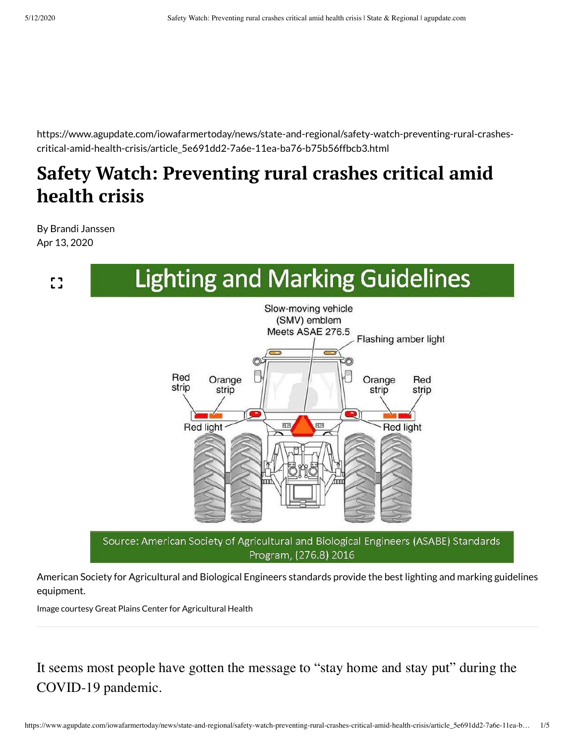https://www.agupdate.com/iowafarmertoday/news/state-and-regional/safety-watch-preventing-rural-crashes-critical-amid-health-crisis/article_5e691dd2-7a6e-11ea-ba76-b75b56ffbcb3.html

# Safety Watch: Preventing rural crashes critical amid health crisis

By Brandi Janssen
Apr 13, 2020

American Society for Agricultural and Biological Engineers standards provide the best lighting and marking guidelines equipment.

Image courtesy Great Plains Center for Agricultural Health

It seems most people have gotten the message to "stay home and stay put" during the COVID-19 pandemic.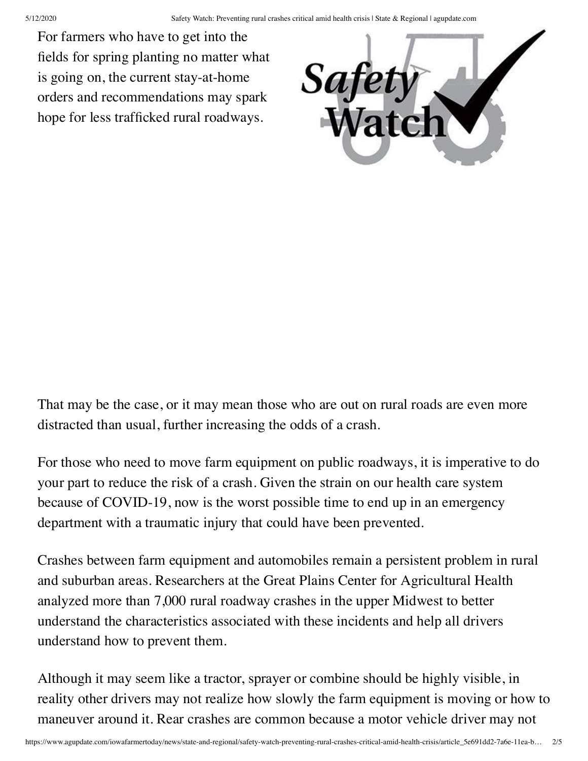For farmers who have to get into the fields for spring planting no matter what is going on, the current stay-at-home orders and recommendations may spark hope for less trafficked rural roadways.

That may be the case, or it may mean those who are out on rural roads are even more distracted than usual, further increasing the odds of a crash.

For those who need to move farm equipment on public roadways, it is imperative to do your part to reduce the risk of a crash. Given the strain on our health care system because of COVID-19, now is the worst possible time to end up in an emergency department with a traumatic injury that could have been prevented.

Crashes between farm equipment and automobiles remain a persistent problem in rural and suburban areas. Researchers at the Great Plains Center for Agricultural Health analyzed more than 7,000 rural roadway crashes in the upper Midwest to better understand the characteristics associated with these incidents and help all drivers understand how to prevent them.

Although it may seem like a tractor, sprayer or combine should be highly visible, in reality other drivers may not realize how slowly the farm equipment is moving or how to maneuver around it. Rear crashes are common because a motor vehicle driver may not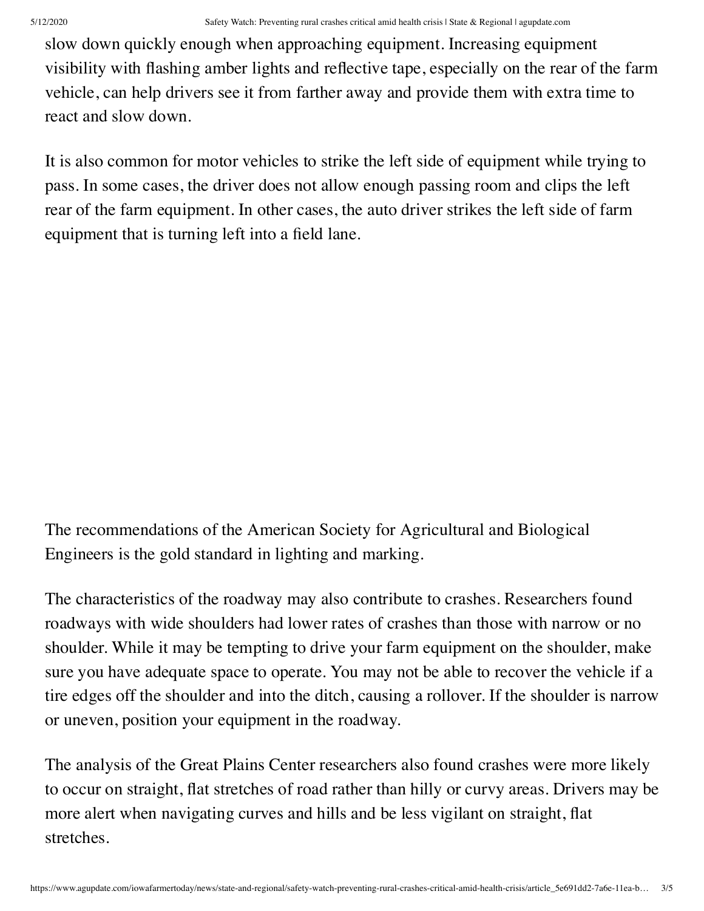slow down quickly enough when approaching equipment. Increasing equipment visibility with flashing amber lights and reflective tape, especially on the rear of the farm vehicle, can help drivers see it from farther away and provide them with extra time to react and slow down.

It is also common for motor vehicles to strike the left side of equipment while trying to pass. In some cases, the driver does not allow enough passing room and clips the left rear of the farm equipment. In other cases, the auto driver strikes the left side of farm equipment that is turning left into a field lane.

The recommendations of the American Society for Agricultural and Biological Engineers is the gold standard in lighting and marking.

The characteristics of the roadway may also contribute to crashes. Researchers found roadways with wide shoulders had lower rates of crashes than those with narrow or no shoulder. While it may be tempting to drive your farm equipment on the shoulder, make sure you have adequate space to operate. You may not be able to recover the vehicle if a tire edges off the shoulder and into the ditch, causing a rollover. If the shoulder is narrow or uneven, position your equipment in the roadway.

The analysis of the Great Plains Center researchers also found crashes were more likely to occur on straight, flat stretches of road rather than hilly or curvy areas. Drivers may be more alert when navigating curves and hills and be less vigilant on straight, flat stretches.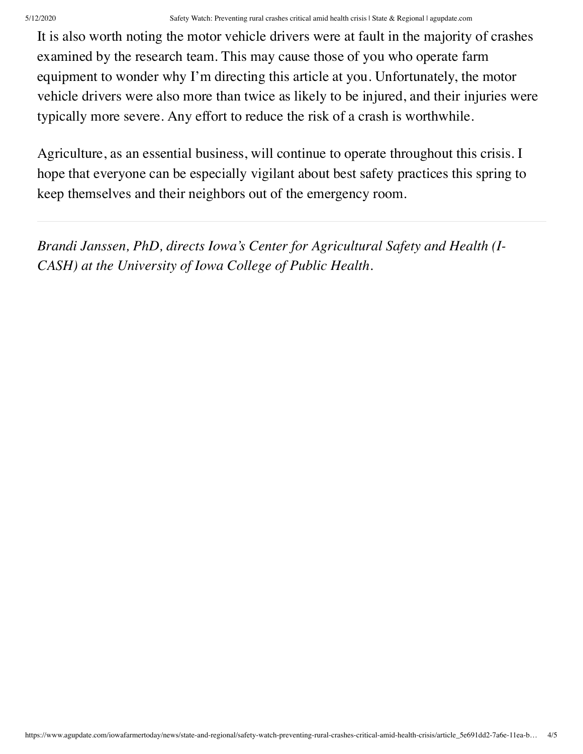It is also worth noting the motor vehicle drivers were at fault in the majority of crashes examined by the research team. This may cause those of you who operate farm equipment to wonder why I'm directing this article at you. Unfortunately, the motor vehicle drivers were also more than twice as likely to be injured, and their injuries were typically more severe. Any effort to reduce the risk of a crash is worthwhile.

Agriculture, as an essential business, will continue to operate throughout this crisis. I hope that everyone can be especially vigilant about best safety practices this spring to keep themselves and their neighbors out of the emergency room.

---

*Brandi Janssen, PhD, directs Iowa's Center for Agricultural Safety and Health (I-CASH) at the University of Iowa College of Public Health.*